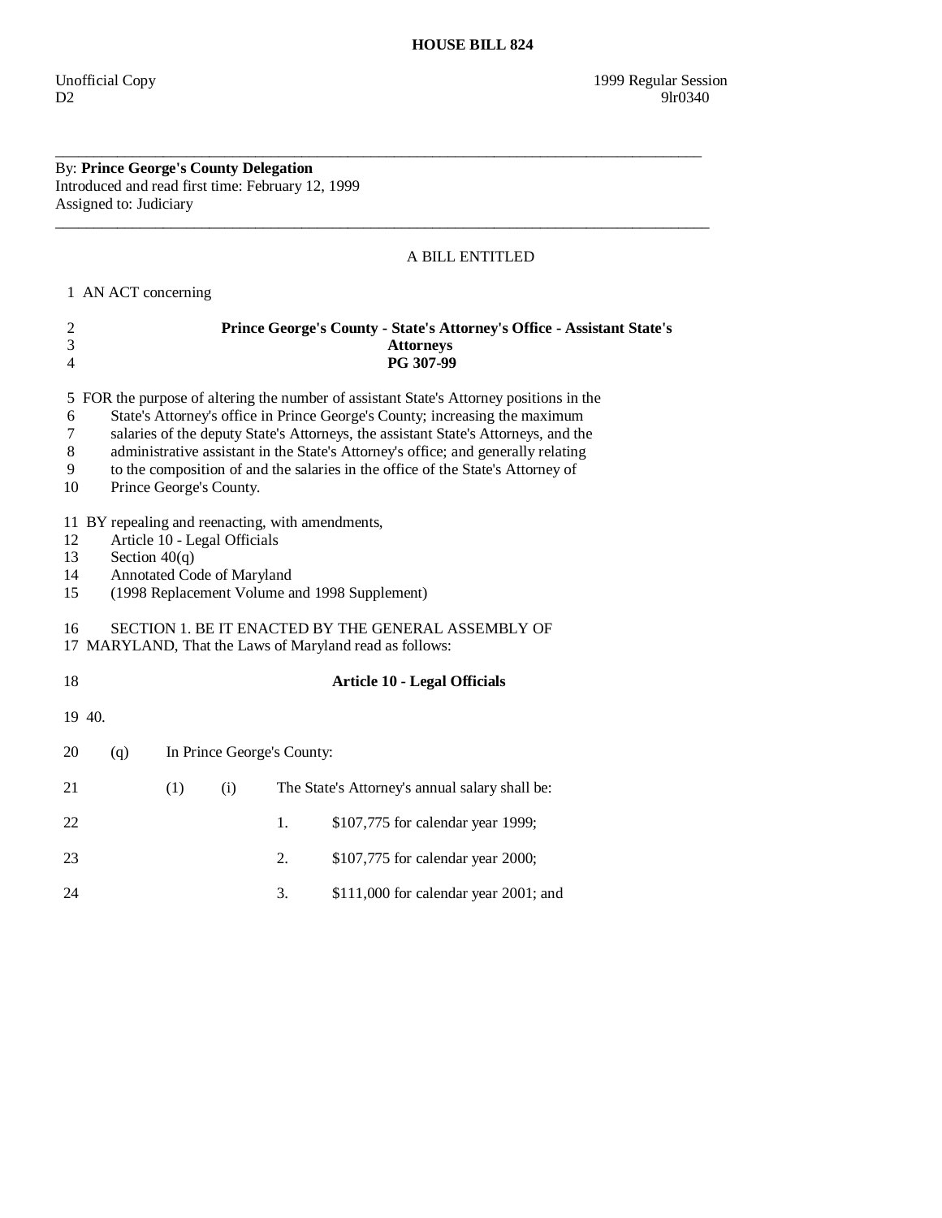# HOUSE BILL 824

Unofficial Copy 1999 Regular Session
D2 9lr0340

---

By: **Prince George's County Delegation**
Introduced and read first time: February 12, 1999
Assigned to: Judiciary

---

A BILL ENTITLED

1 AN ACT concerning

2 **Prince George's County - State's Attorney's Office - Assistant State's**
3 **Attorneys**
4 **PG 307-99**

5 FOR the purpose of altering the number of assistant State's Attorney positions in the
6 State's Attorney's office in Prince George's County; increasing the maximum
7 salaries of the deputy State's Attorneys, the assistant State's Attorneys, and the
8 administrative assistant in the State's Attorney's office; and generally relating
9 to the composition of and the salaries in the office of the State's Attorney of
10 Prince George's County.

11 BY repealing and reenacting, with amendments,
12 Article 10 - Legal Officials
13 Section 40(q)
14 Annotated Code of Maryland
15 (1998 Replacement Volume and 1998 Supplement)

16 SECTION 1. BE IT ENACTED BY THE GENERAL ASSEMBLY OF
17 MARYLAND, That the Laws of Maryland read as follows:

18 **Article 10 - Legal Officials**

19 40.

20 (q) In Prince George's County:

21 (1) (i) The State's Attorney's annual salary shall be:

22 1. $107,775 for calendar year 1999;

23 2. $107,775 for calendar year 2000;

24 3. $111,000 for calendar year 2001; and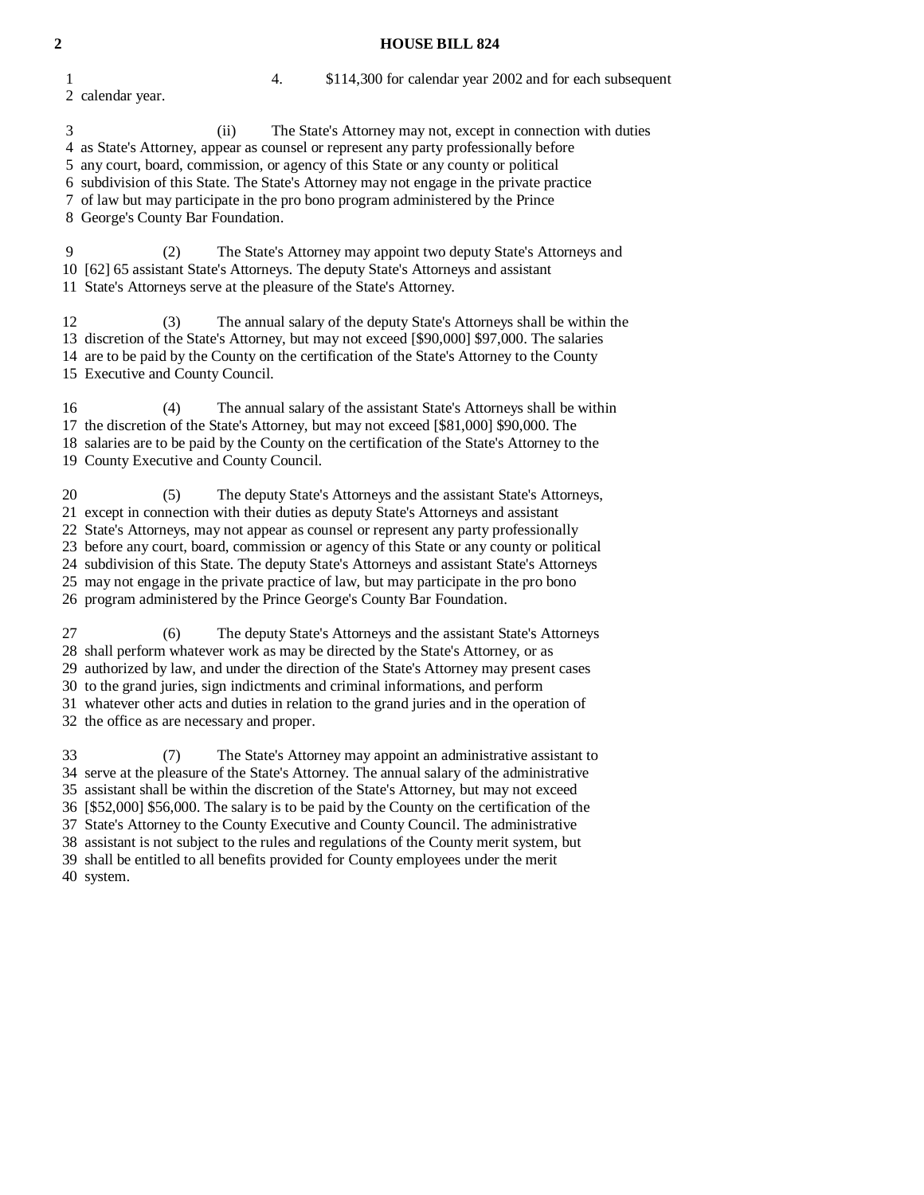4. $114,300 for calendar year 2002 and for each subsequent calendar year.

(ii) The State's Attorney may not, except in connection with duties as State's Attorney, appear as counsel or represent any party professionally before any court, board, commission, or agency of this State or any county or political subdivision of this State. The State's Attorney may not engage in the private practice of law but may participate in the pro bono program administered by the Prince George's County Bar Foundation.

(2) The State's Attorney may appoint two deputy State's Attorneys and [62] 65 assistant State's Attorneys. The deputy State's Attorneys and assistant State's Attorneys serve at the pleasure of the State's Attorney.

(3) The annual salary of the deputy State's Attorneys shall be within the discretion of the State's Attorney, but may not exceed [$90,000] $97,000. The salaries are to be paid by the County on the certification of the State's Attorney to the County Executive and County Council.

(4) The annual salary of the assistant State's Attorneys shall be within the discretion of the State's Attorney, but may not exceed [$81,000] $90,000. The salaries are to be paid by the County on the certification of the State's Attorney to the County Executive and County Council.

(5) The deputy State's Attorneys and the assistant State's Attorneys, except in connection with their duties as deputy State's Attorneys and assistant State's Attorneys, may not appear as counsel or represent any party professionally before any court, board, commission or agency of this State or any county or political subdivision of this State. The deputy State's Attorneys and assistant State's Attorneys may not engage in the private practice of law, but may participate in the pro bono program administered by the Prince George's County Bar Foundation.

(6) The deputy State's Attorneys and the assistant State's Attorneys shall perform whatever work as may be directed by the State's Attorney, or as authorized by law, and under the direction of the State's Attorney may present cases to the grand juries, sign indictments and criminal informations, and perform whatever other acts and duties in relation to the grand juries and in the operation of the office as are necessary and proper.

(7) The State's Attorney may appoint an administrative assistant to serve at the pleasure of the State's Attorney. The annual salary of the administrative assistant shall be within the discretion of the State's Attorney, but may not exceed [$52,000] $56,000. The salary is to be paid by the County on the certification of the State's Attorney to the County Executive and County Council. The administrative assistant is not subject to the rules and regulations of the County merit system, but shall be entitled to all benefits provided for County employees under the merit system.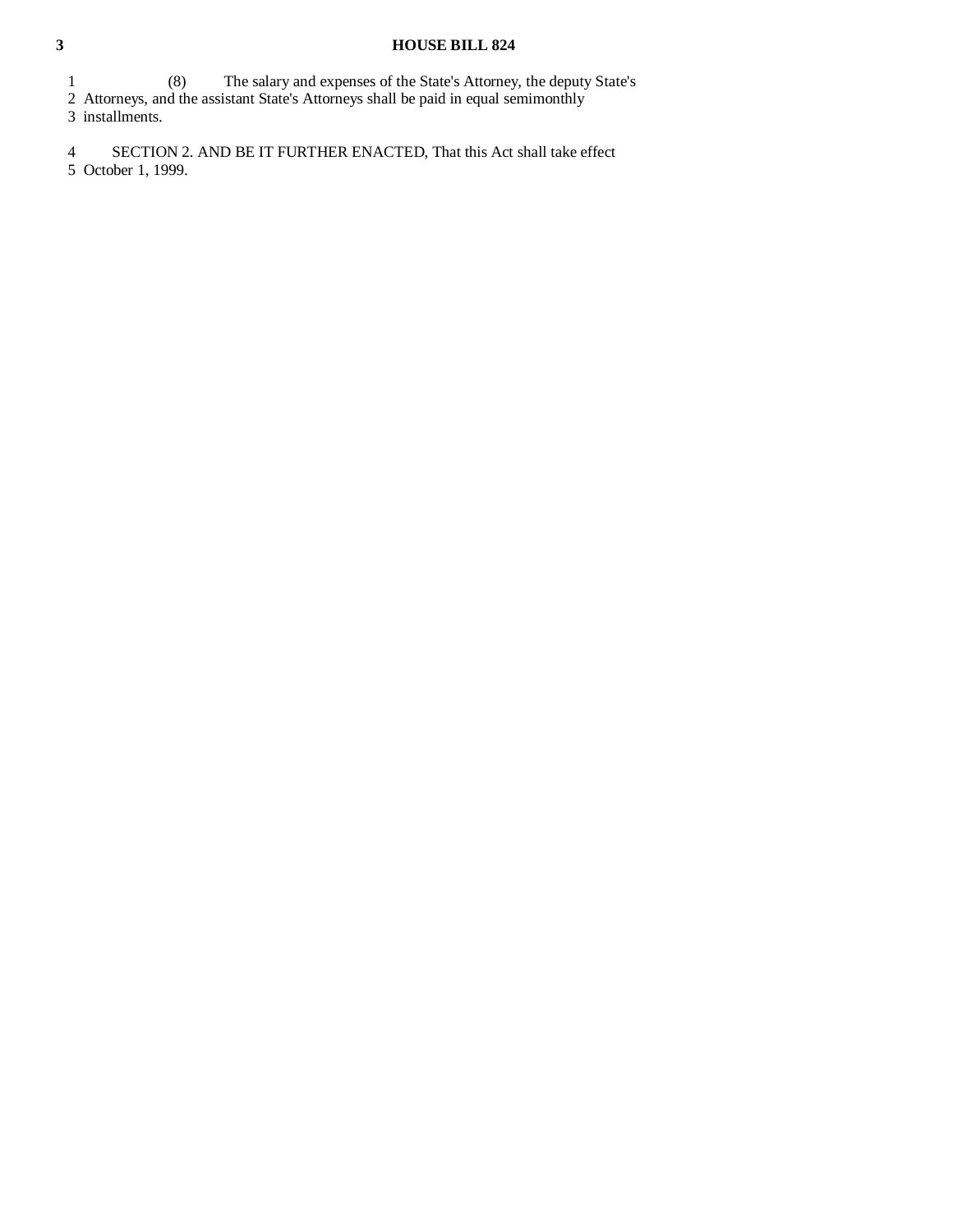(8) The salary and expenses of the State's Attorney, the deputy State's Attorneys, and the assistant State's Attorneys shall be paid in equal semimonthly installments.

SECTION 2. AND BE IT FURTHER ENACTED, That this Act shall take effect October 1, 1999.